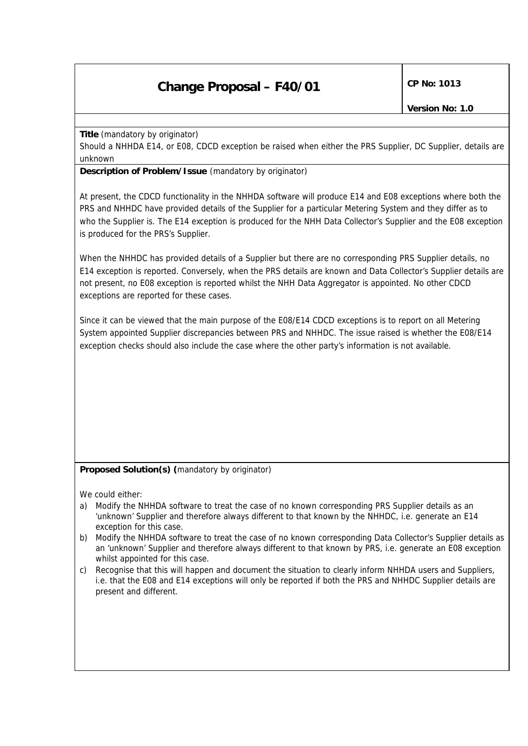# Change Proposal – F40/01

**CP No: 1013**

**Version No: 1.0**

**Title** (mandatory by originator)

Should a NHHDA E14, or E08, CDCD exception be raised when either the PRS Supplier, DC Supplier, details are unknown

**Description of Problem/Issue** (mandatory by originator)

At present, the CDCD functionality in the NHHDA software will produce E14 and E08 exceptions where both the PRS and NHHDC have provided details of the Supplier for a particular Metering System and they differ as to who the Supplier is. The E14 exception is produced for the NHH Data Collector's Supplier and the E08 exception is produced for the PRS's Supplier.

When the NHHDC has provided details of a Supplier but there are no corresponding PRS Supplier details, no E14 exception is reported. Conversely, when the PRS details are known and Data Collector's Supplier details are not present, no E08 exception is reported whilst the NHH Data Aggregator is appointed. No other CDCD exceptions are reported for these cases.

Since it can be viewed that the main purpose of the E08/E14 CDCD exceptions is to report on all Metering System appointed Supplier discrepancies between PRS and NHHDC. The issue raised is whether the E08/E14 exception checks should also include the case where the other party's information is not available.

**Proposed Solution(s) (**mandatory by originator)

We could either:

a) Modify the NHHDA software to treat the case of no known corresponding PRS Supplier details as an 'unknown' Supplier and therefore always different to that known by the NHHDC, i.e. generate an E14 exception for this case.
b) Modify the NHHDA software to treat the case of no known corresponding Data Collector's Supplier details as an 'unknown' Supplier and therefore always different to that known by PRS, i.e. generate an E08 exception whilst appointed for this case.
c) Recognise that this will happen and document the situation to clearly inform NHHDA users and Suppliers, i.e. that the E08 and E14 exceptions will only be reported if both the PRS and NHHDC Supplier details are present and different.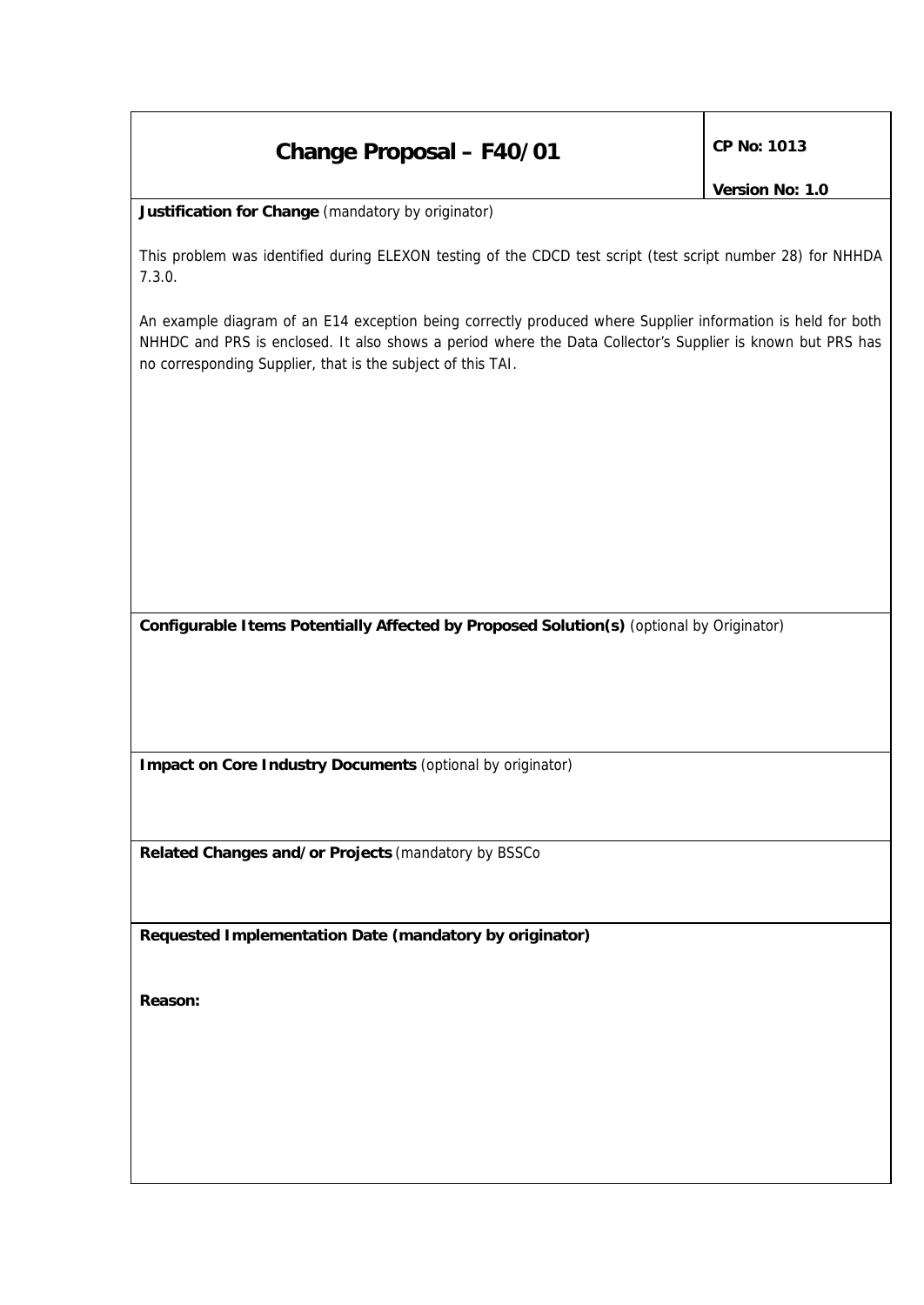# Change Proposal – F40/01

**CP No: 1013**

**Version No: 1.0**

**Justification for Change** (mandatory by originator)

This problem was identified during ELEXON testing of the CDCD test script (test script number 28) for NHHDA 7.3.0.

An example diagram of an E14 exception being correctly produced where Supplier information is held for both NHHDC and PRS is enclosed. It also shows a period where the Data Collector's Supplier is known but PRS has no corresponding Supplier, that is the subject of this TAI.

**Configurable Items Potentially Affected by Proposed Solution(s)** (optional by Originator)

**Impact on Core Industry Documents** (optional by originator)

**Related Changes and/or Projects** (mandatory by BSSCo

**Requested Implementation Date (mandatory by originator)**

**Reason:**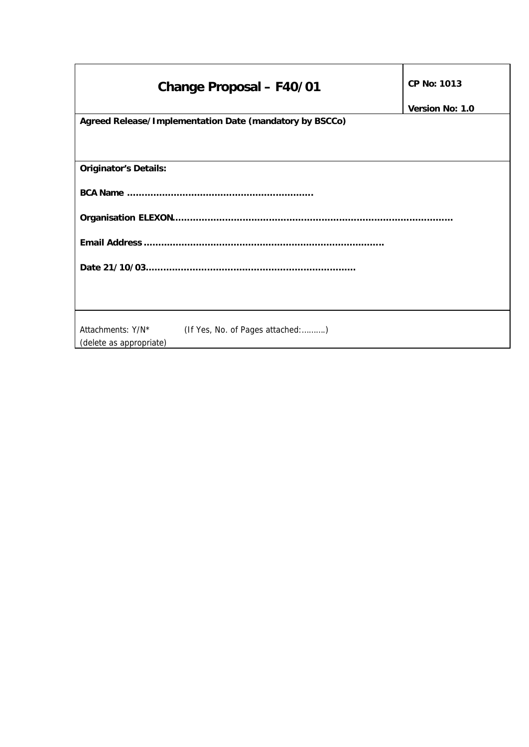| Change Proposal – F40/01 | CP No: 1013<br><br>Version No: 1.0 |
|---|---|
| **Agreed Release/Implementation Date (mandatory by BSCCo)** | |
| **Originator's Details:**<br><br>**BCA Name ………………………………………………………**<br><br>**Organisation ELEXON……………………………………………………………………………………**<br><br>**Email Address ………………………………………………………………………**<br><br>**Date 21/10/03……………………………………………………………** | |
| Attachments: Y/N* (If Yes, No. of Pages attached:……….)<br>(delete as appropriate) | |